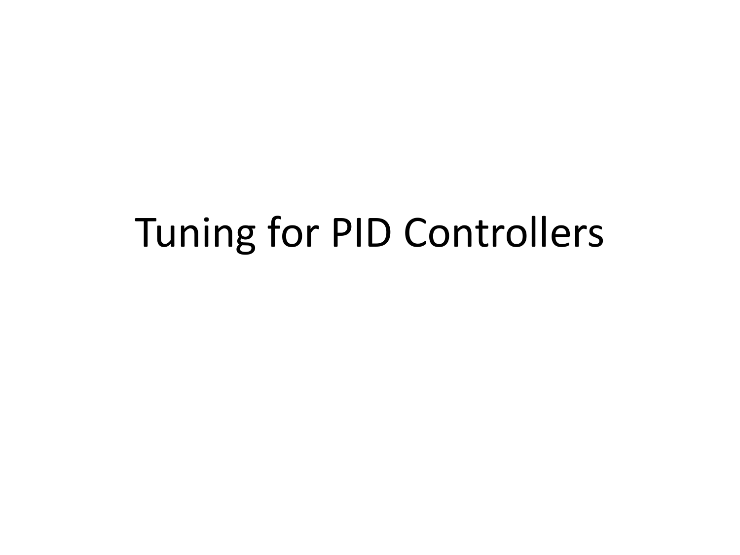# Tuning for PID Controllers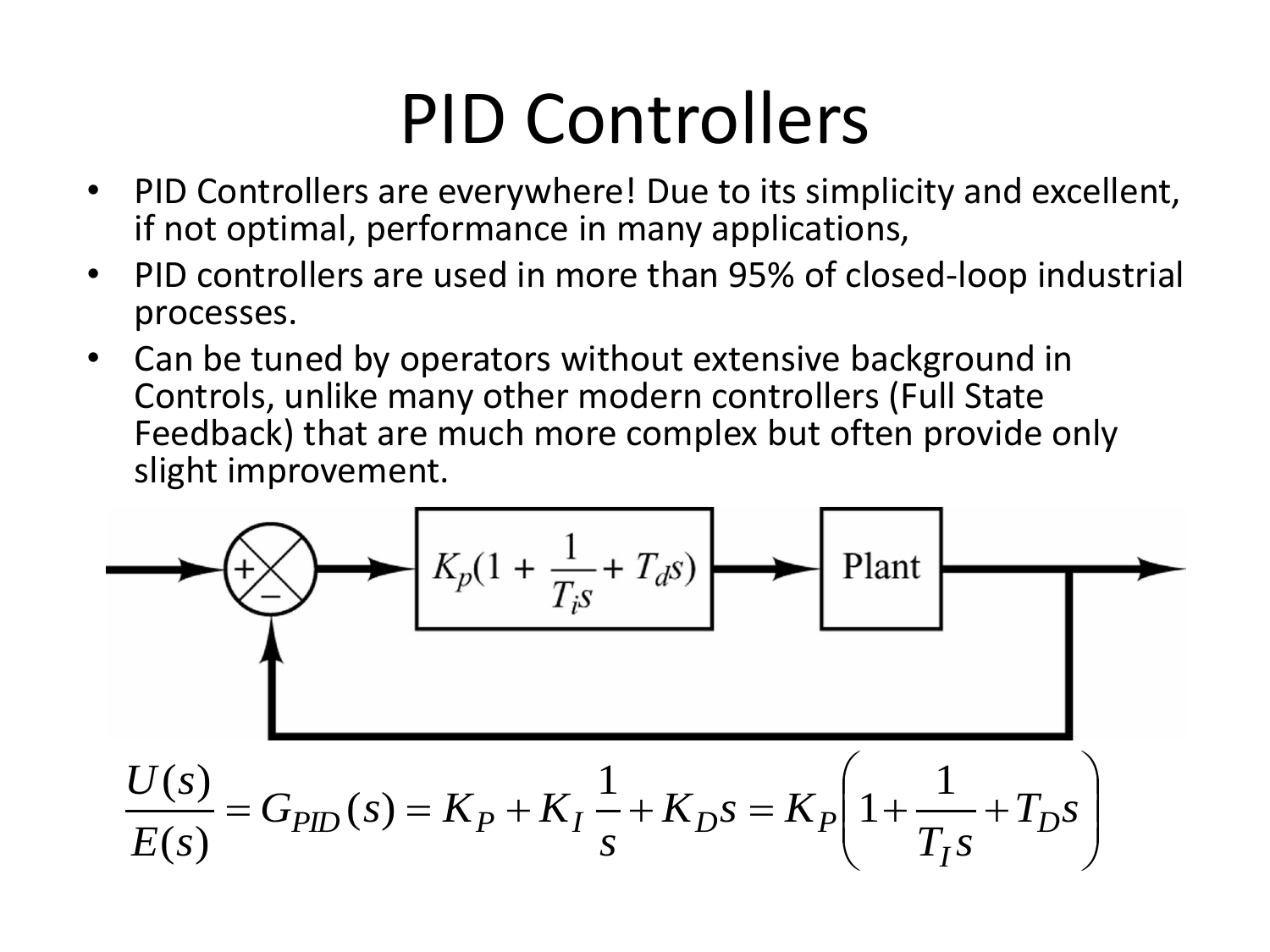# PID Controllers

- PID Controllers are everywhere! Due to its simplicity and excellent, if not optimal, performance in many applications,
- PID controllers are used in more than 95% of closed-loop industrial processes.
- Can be tuned by operators without extensive background in Controls, unlike many other modern controllers (Full State Feedback) that are much more complex but often provide only slight improvement.

$$\frac{U(s)}{E(s)} = G_{PID}(s) = K_P + K_I \frac{1}{s} + K_D s = K_P \left( 1 + \frac{1}{T_I s} + T_D s \right)$$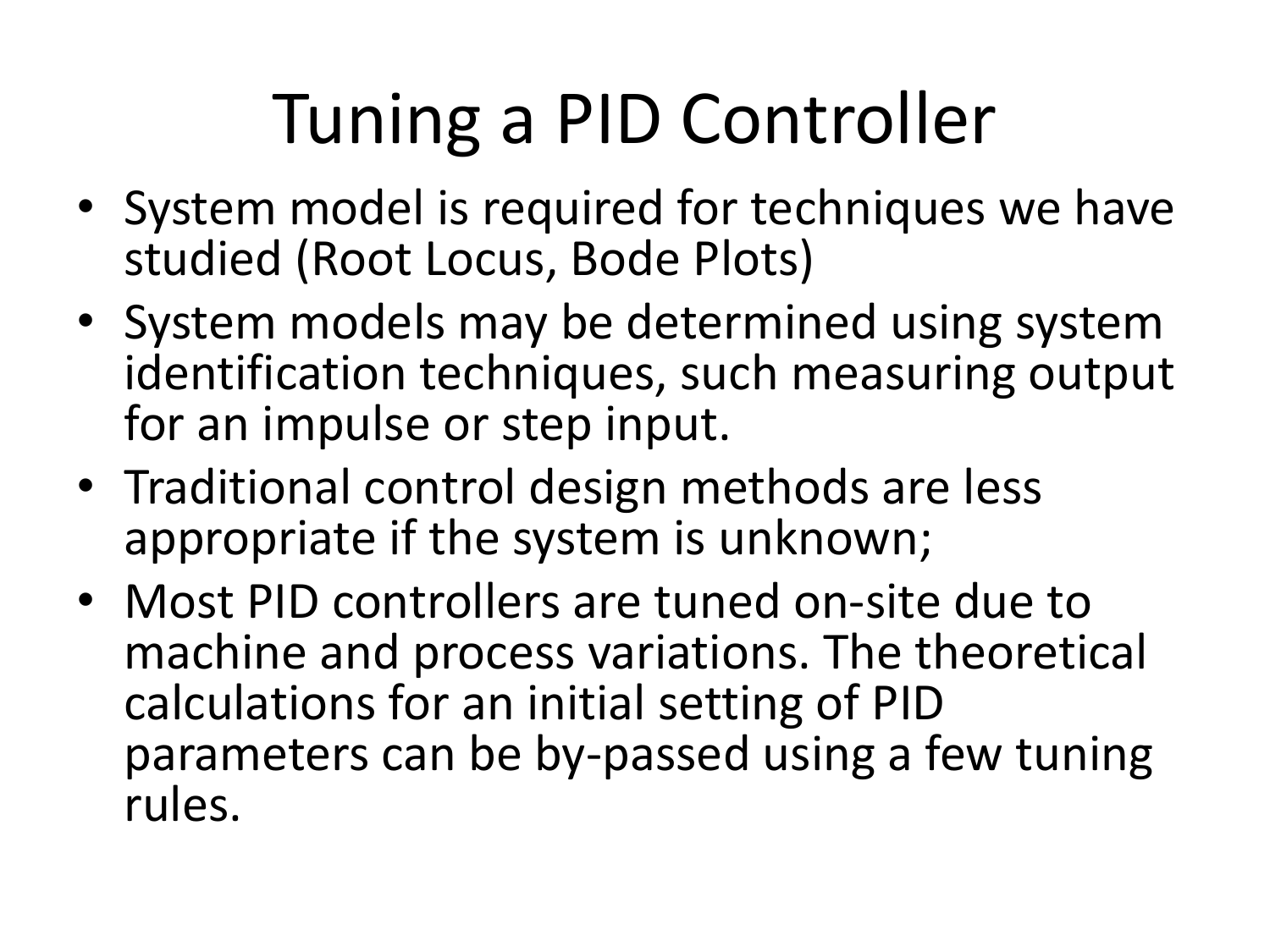# Tuning a PID Controller

- System model is required for techniques we have studied (Root Locus, Bode Plots)
- System models may be determined using system identification techniques, such measuring output for an impulse or step input.
- Traditional control design methods are less appropriate if the system is unknown;
- Most PID controllers are tuned on-site due to machine and process variations. The theoretical calculations for an initial setting of PID parameters can be by-passed using a few tuning rules.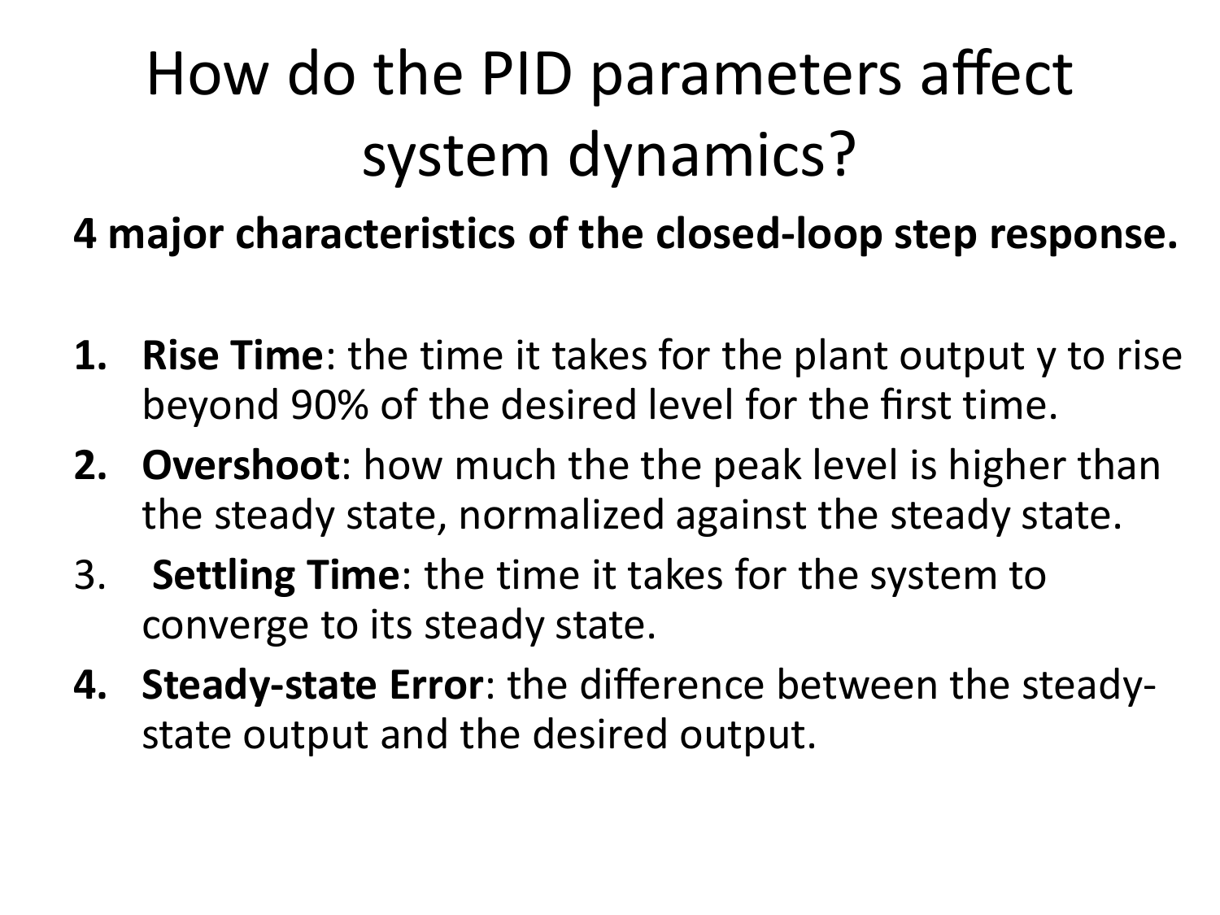# How do the PID parameters affect system dynamics?

**4 major characteristics of the closed-loop step response.**

1. **Rise Time**: the time it takes for the plant output y to rise beyond 90% of the desired level for the first time.
2. **Overshoot**: how much the the peak level is higher than the steady state, normalized against the steady state.
3. **Settling Time**: the time it takes for the system to converge to its steady state.
4. **Steady-state Error**: the difference between the steady-state output and the desired output.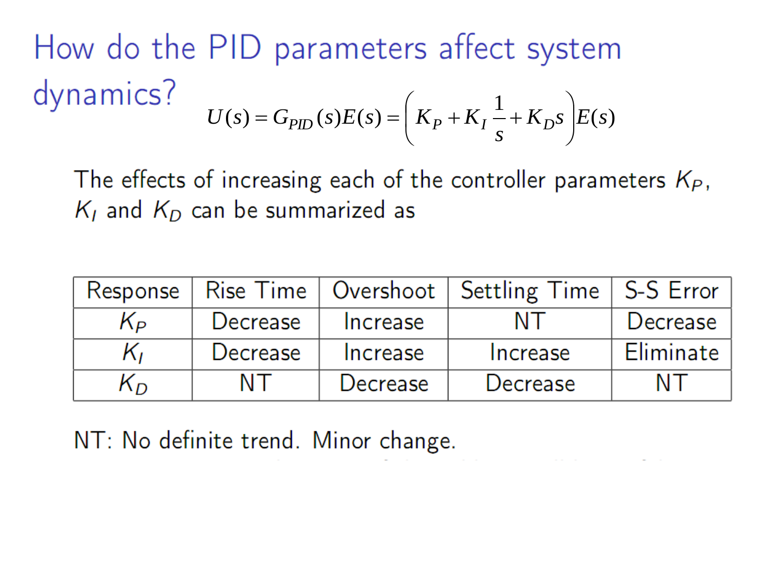# How do the PID parameters affect system dynamics?

$$U(s) = G_{PID}(s)E(s) = \left( K_P + K_I \frac{1}{s} + K_D s \right) E(s)$$

The effects of increasing each of the controller parameters $K_P$, $K_I$ and $K_D$ can be summarized as

| Response | Rise Time | Overshoot | Settling Time | S-S Error |
|---|---|---|---|---|
| $K_P$ | Decrease | Increase | NT | Decrease |
| $K_I$ | Decrease | Increase | Increase | Eliminate |
| $K_D$ | NT | Decrease | Decrease | NT |

NT: No definite trend. Minor change.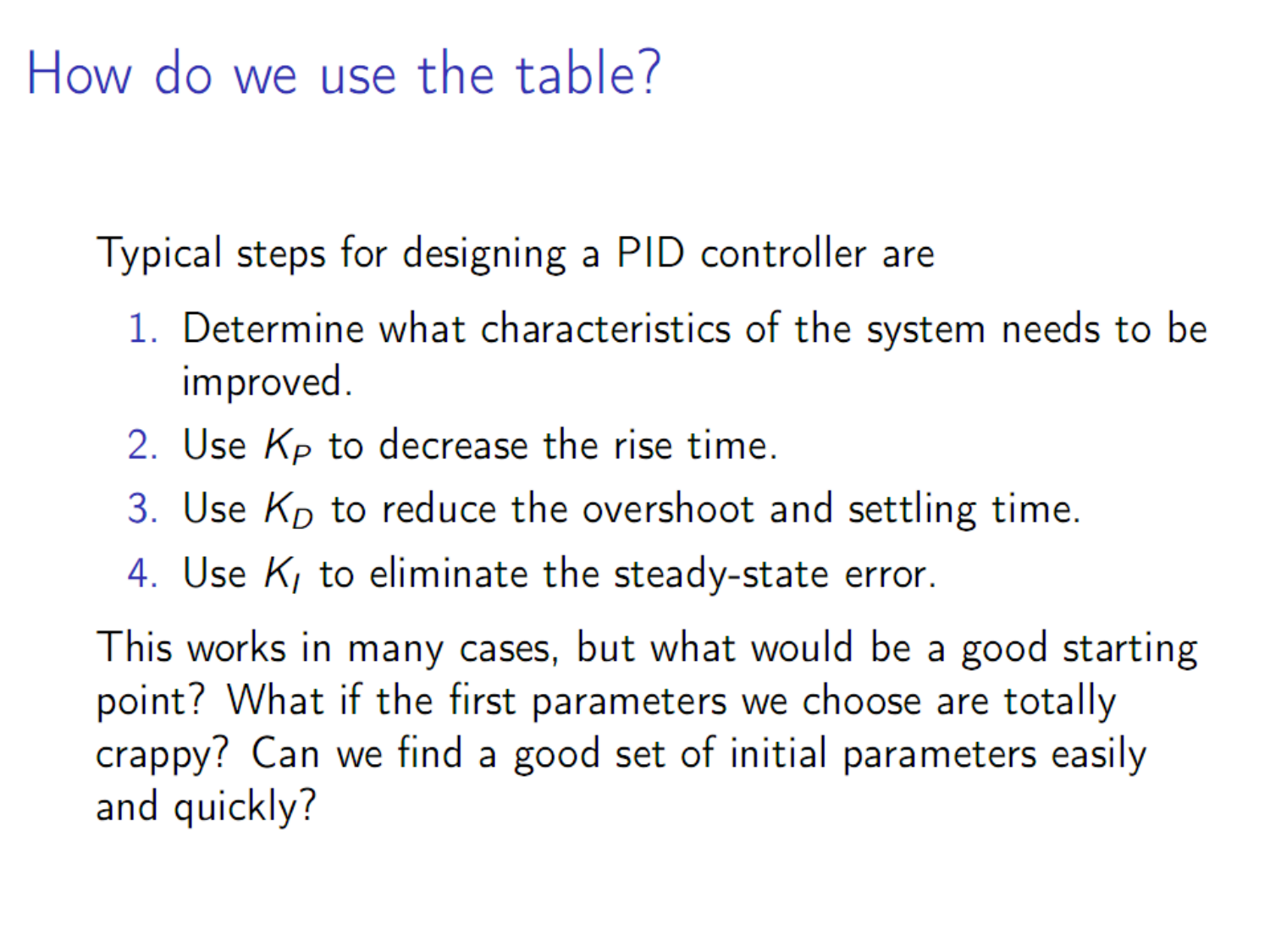# How do we use the table?

Typical steps for designing a PID controller are

1. Determine what characteristics of the system needs to be improved.
2. Use $K_P$ to decrease the rise time.
3. Use $K_D$ to reduce the overshoot and settling time.
4. Use $K_I$ to eliminate the steady-state error.

This works in many cases, but what would be a good starting point? What if the first parameters we choose are totally crappy? Can we find a good set of initial parameters easily and quickly?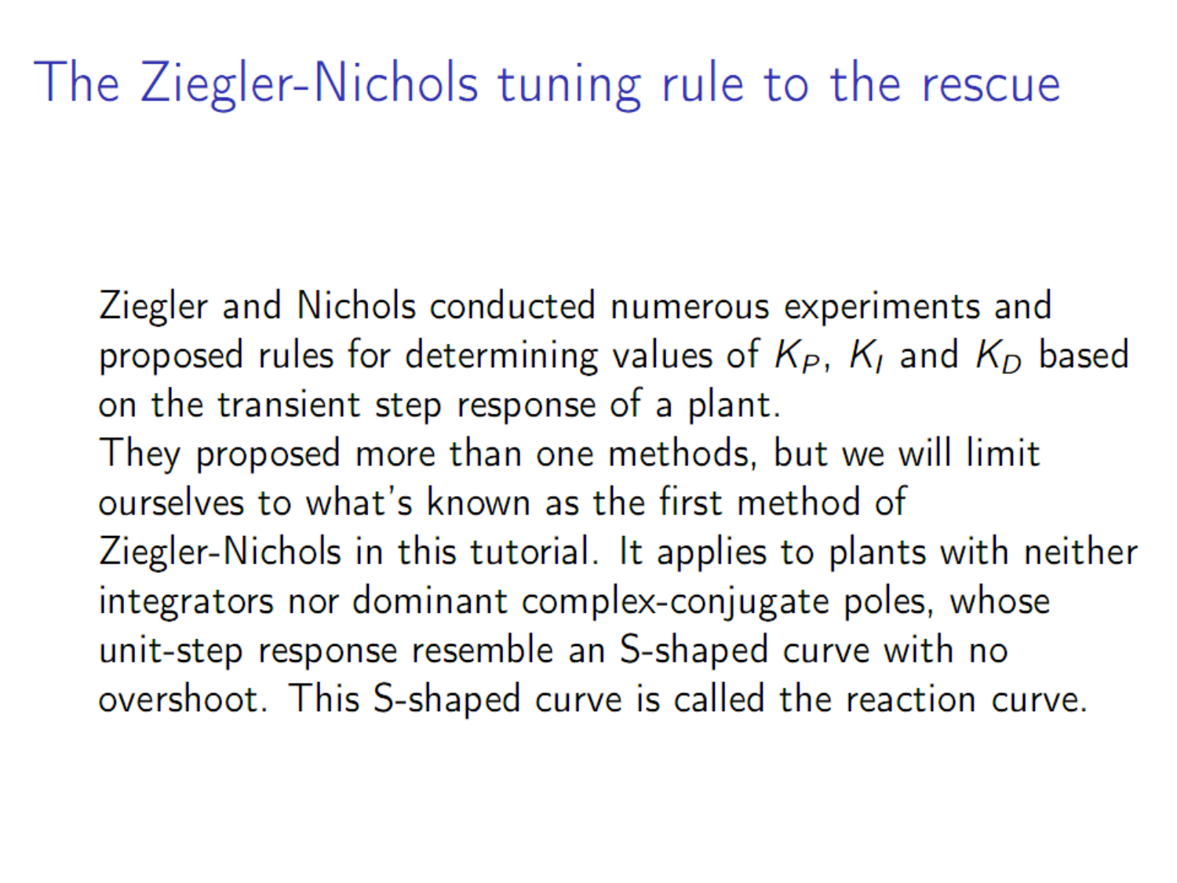# The Ziegler-Nichols tuning rule to the rescue

Ziegler and Nichols conducted numerous experiments and proposed rules for determining values of $K_P$, $K_I$ and $K_D$ based on the transient step response of a plant.
They proposed more than one methods, but we will limit ourselves to what's known as the first method of Ziegler-Nichols in this tutorial. It applies to plants with neither integrators nor dominant complex-conjugate poles, whose unit-step response resemble an S-shaped curve with no overshoot. This S-shaped curve is called the reaction curve.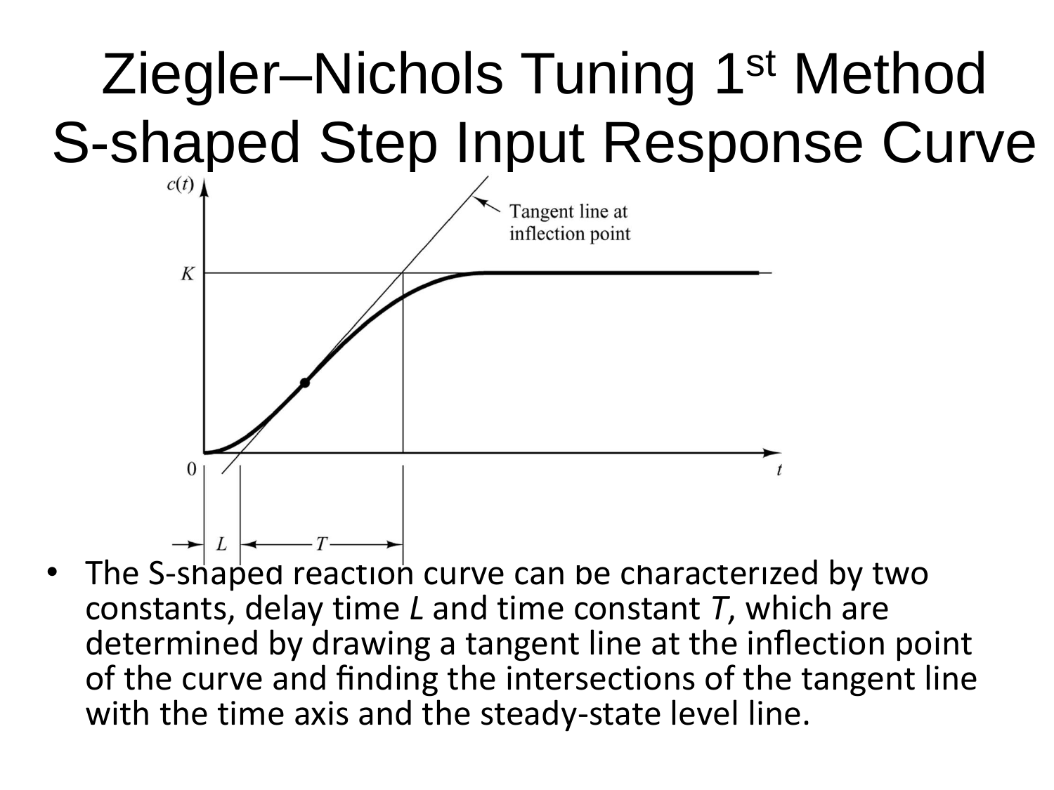# Ziegler–Nichols Tuning 1st Method S-shaped Step Input Response Curve

- The S-shaped reaction curve can be characterized by two constants, delay time $L$ and time constant $T$, which are determined by drawing a tangent line at the inflection point of the curve and finding the intersections of the tangent line with the time axis and the steady-state level line.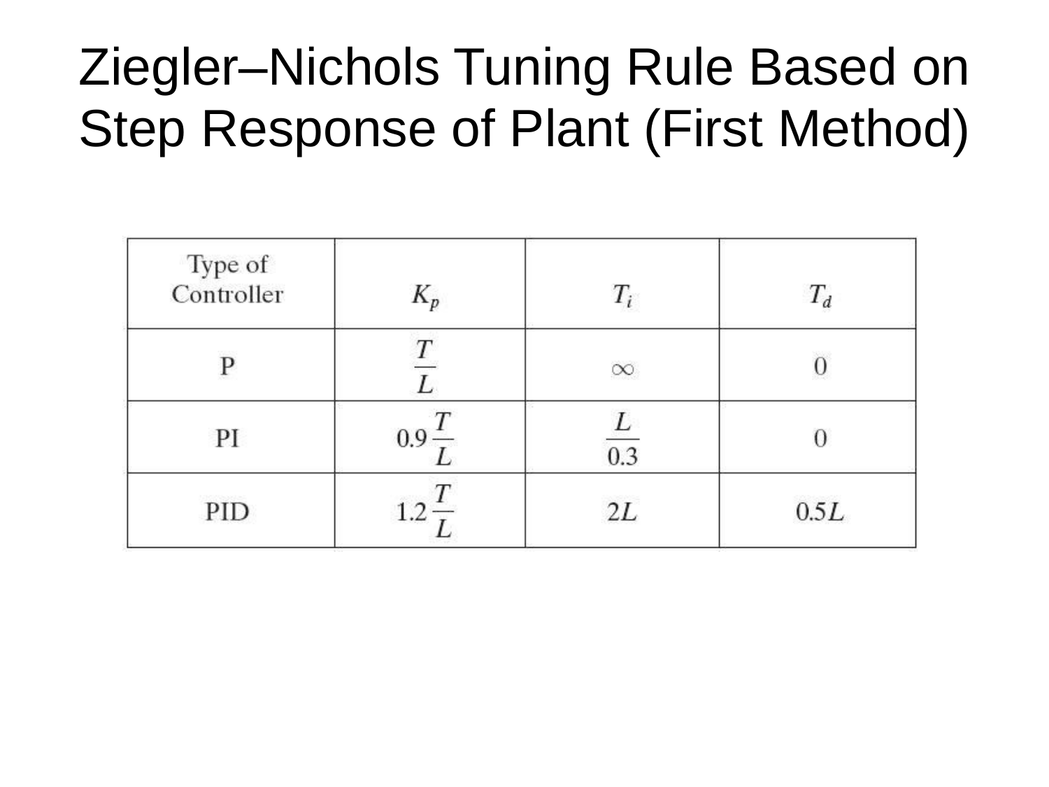# Ziegler–Nichols Tuning Rule Based on Step Response of Plant (First Method)

| Type of Controller | $K_p$ | $T_i$ | $T_d$ |
|---|---|---|---|
| P | $\frac{T}{L}$ | $\infty$ | 0 |
| PI | $0.9\frac{T}{L}$ | $\frac{L}{0.3}$ | 0 |
| PID | $1.2\frac{T}{L}$ | $2L$ | $0.5L$ |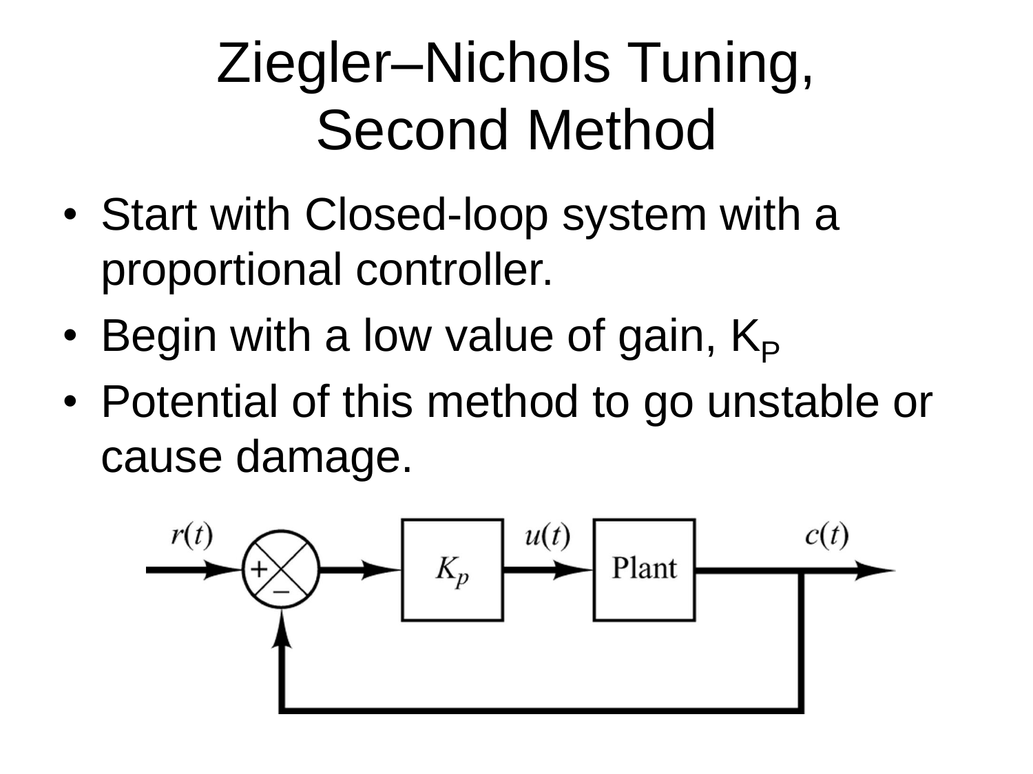# Ziegler–Nichols Tuning, Second Method

- Start with Closed-loop system with a proportional controller.
- Begin with a low value of gain, $K_P$
- Potential of this method to go unstable or cause damage.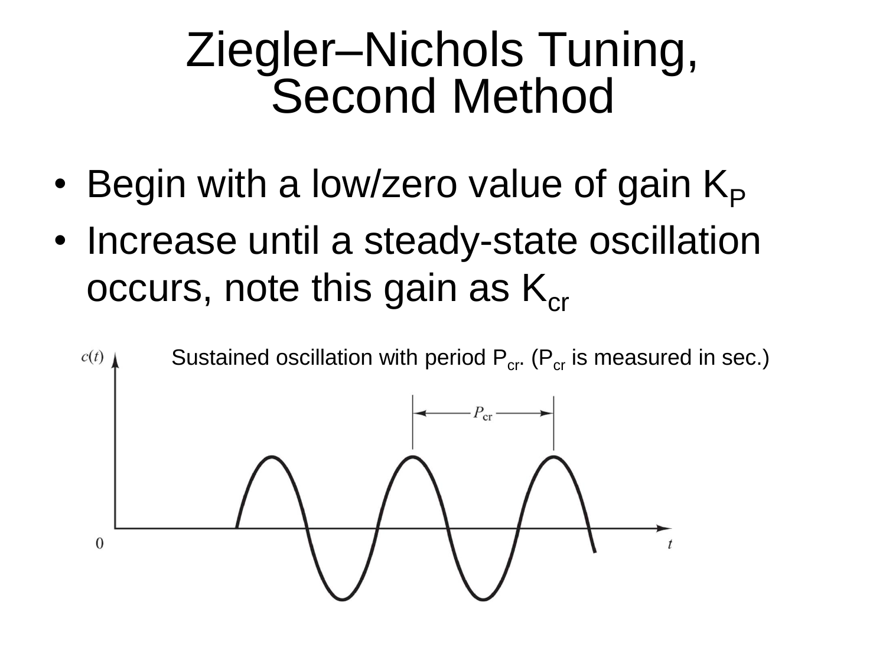# Ziegler–Nichols Tuning, Second Method

- Begin with a low/zero value of gain $K_P$
- Increase until a steady-state oscillation occurs, note this gain as $K_{cr}$

Sustained oscillation with period $P_{cr}$. ($P_{cr}$ is measured in sec.)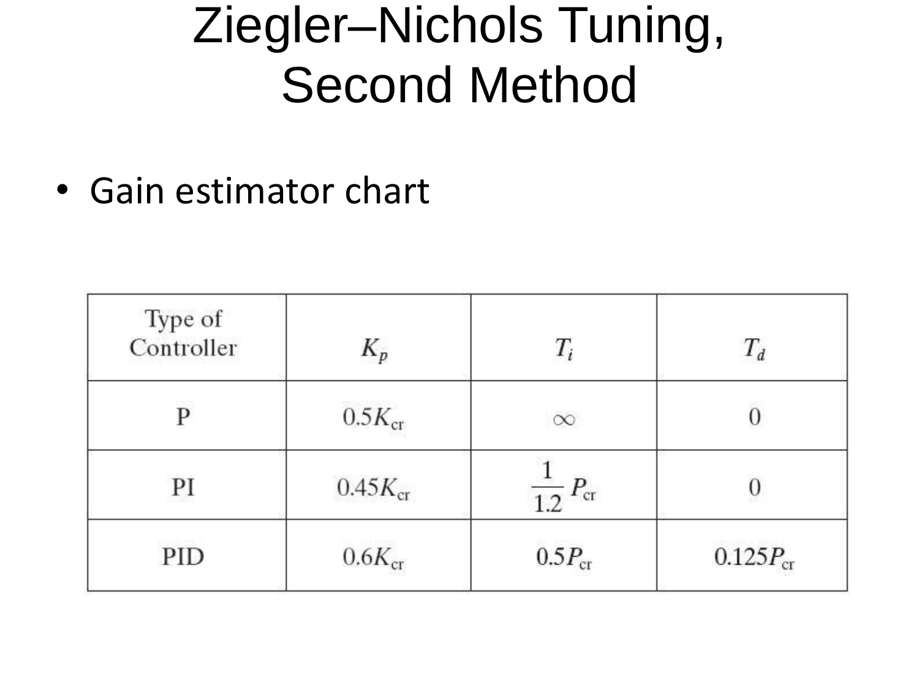# Ziegler–Nichols Tuning, Second Method

- Gain estimator chart

| Type of Controller | $K_p$ | $T_i$ | $T_d$ |
|---|---|---|---|
| P | $0.5K_{cr}$ | $\infty$ | 0 |
| PI | $0.45K_{cr}$ | $\frac{1}{1.2}P_{cr}$ | 0 |
| PID | $0.6K_{cr}$ | $0.5P_{cr}$ | $0.125P_{cr}$ |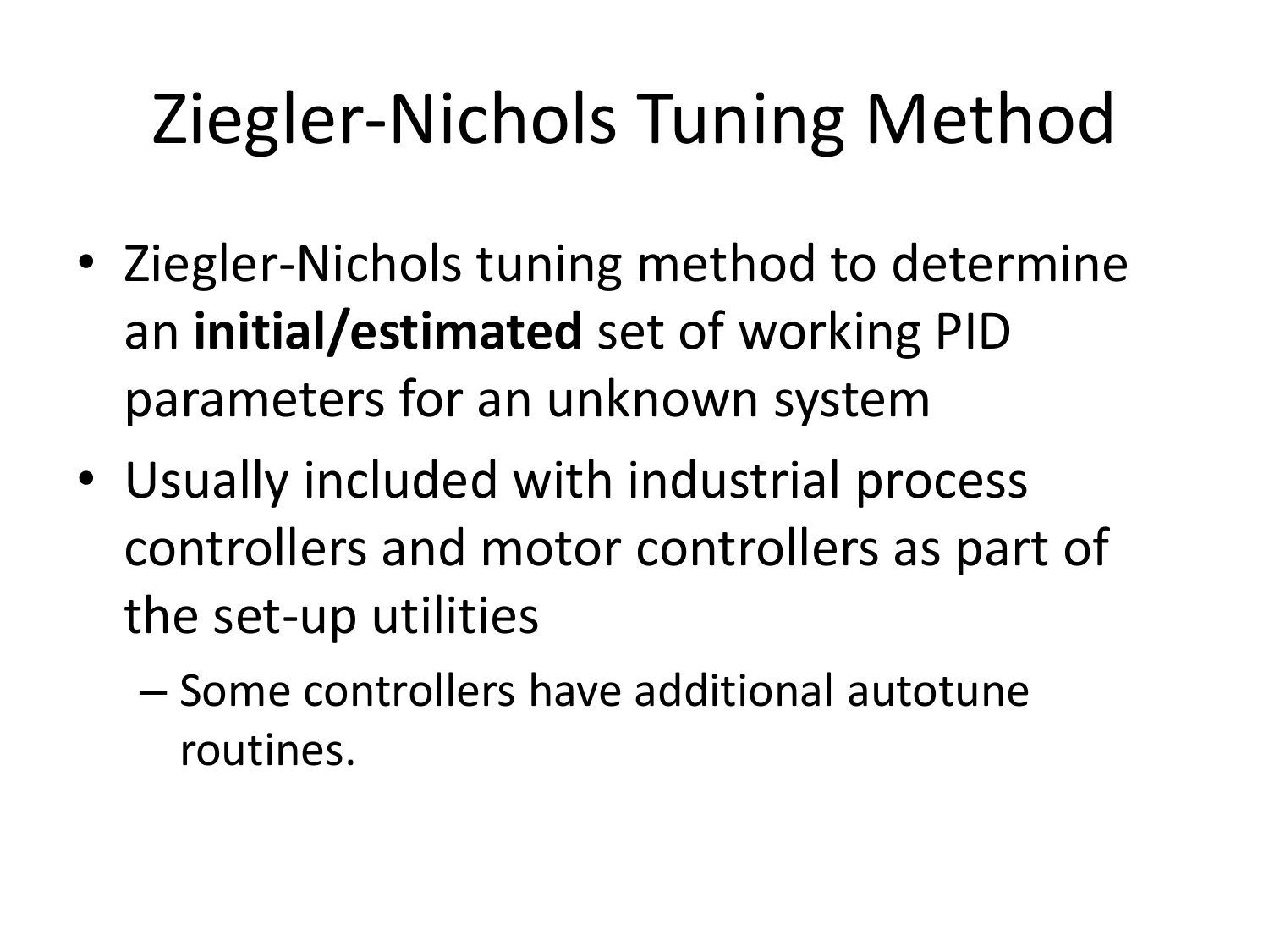# Ziegler-Nichols Tuning Method

- Ziegler-Nichols tuning method to determine an **initial/estimated** set of working PID parameters for an unknown system
- Usually included with industrial process controllers and motor controllers as part of the set-up utilities
  - Some controllers have additional autotune routines.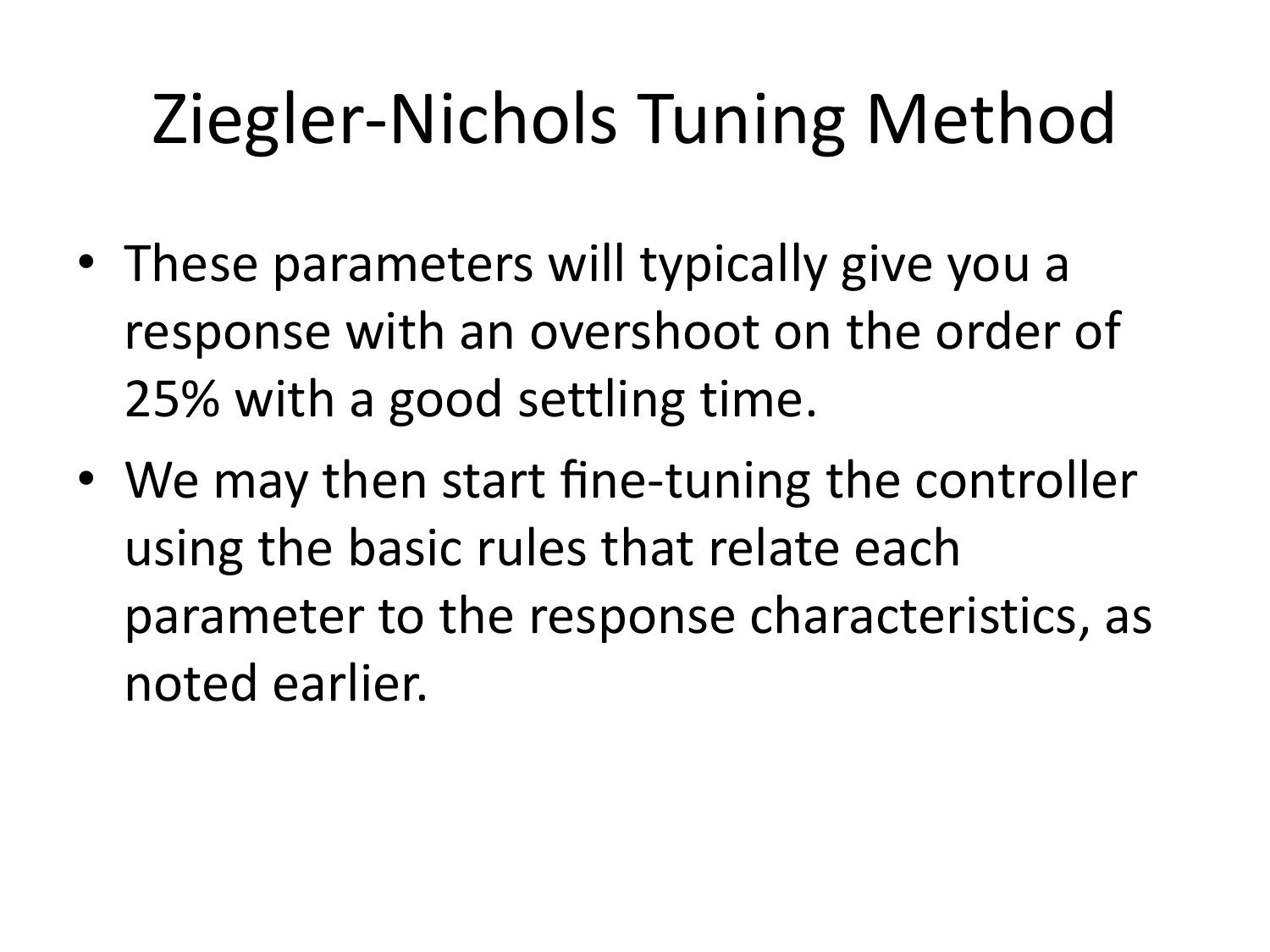# Ziegler-Nichols Tuning Method

- These parameters will typically give you a response with an overshoot on the order of 25% with a good settling time.
- We may then start fine-tuning the controller using the basic rules that relate each parameter to the response characteristics, as noted earlier.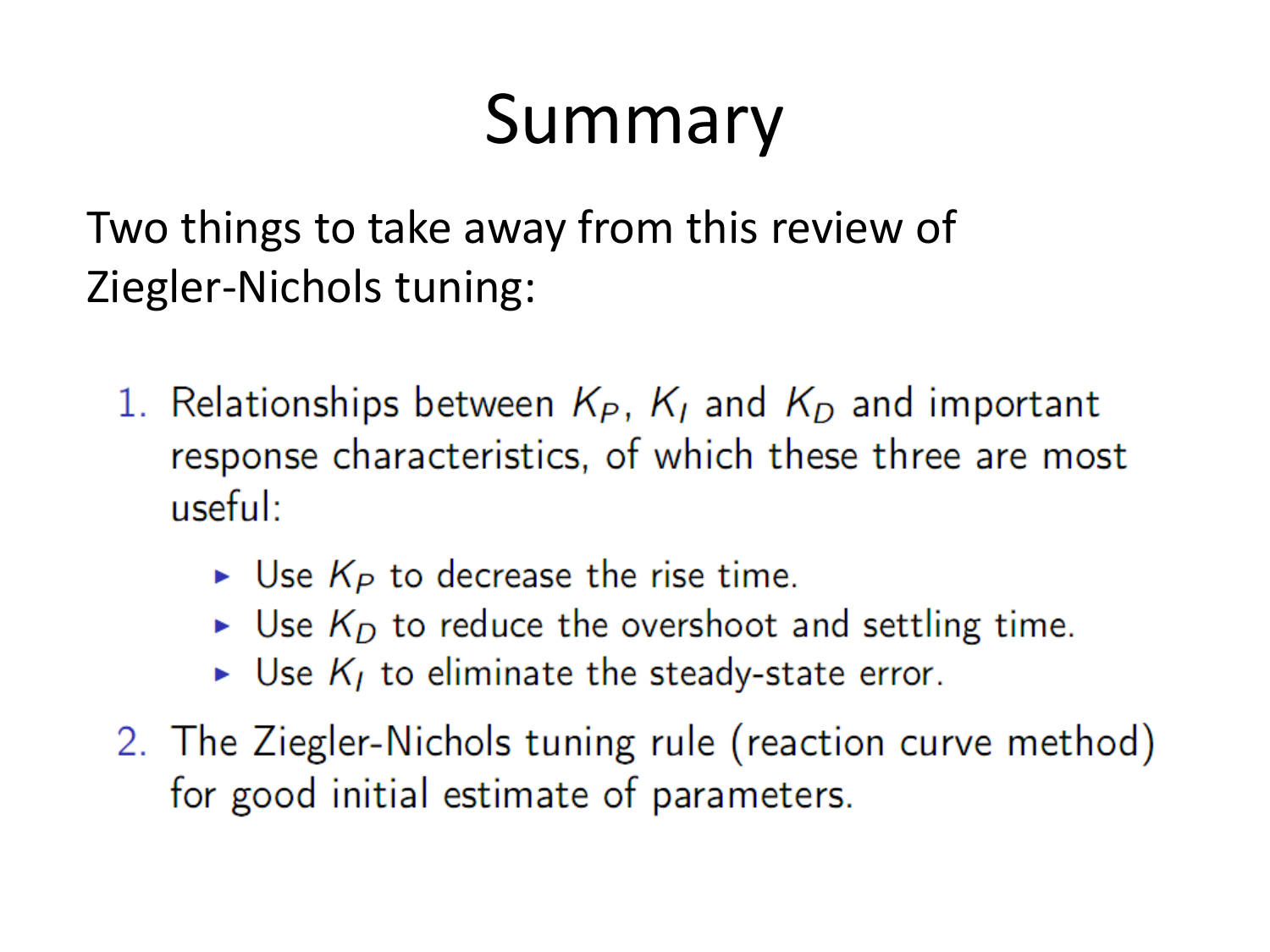# Summary

Two things to take away from this review of Ziegler-Nichols tuning:

1. Relationships between $K_P$, $K_I$ and $K_D$ and important response characteristics, of which these three are most useful:
   - Use $K_P$ to decrease the rise time.
   - Use $K_D$ to reduce the overshoot and settling time.
   - Use $K_I$ to eliminate the steady-state error.
2. The Ziegler-Nichols tuning rule (reaction curve method) for good initial estimate of parameters.